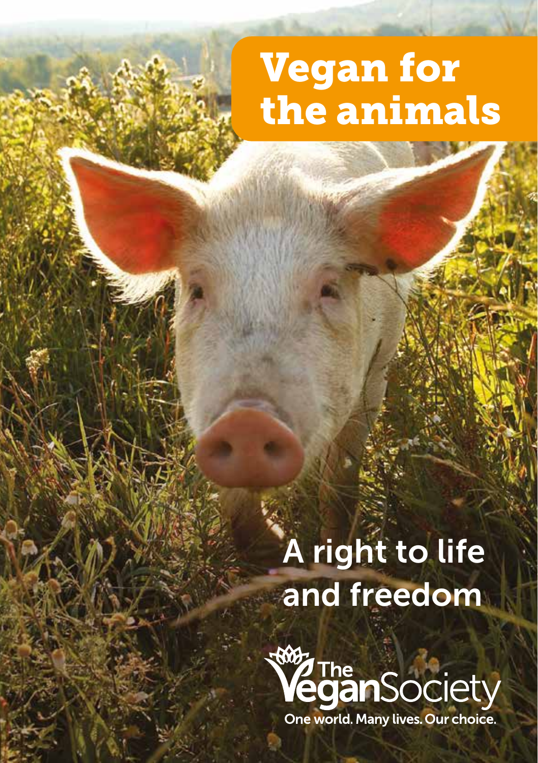# Vegan for the animals

## A right to life and freedom

The Vegan Society

One world. Many lives. Our choice.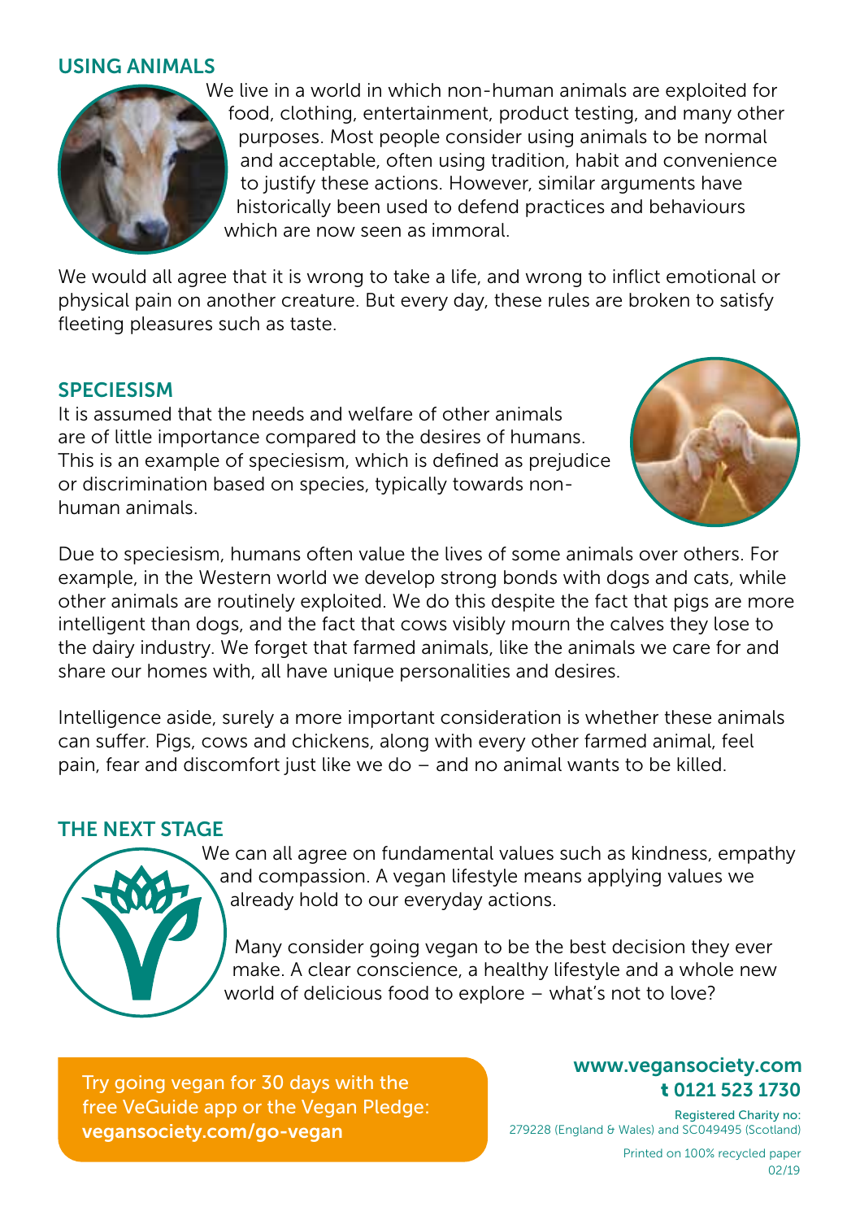## USING ANIMALS

We live in a world in which non-human animals are exploited for food, clothing, entertainment, product testing, and many other purposes. Most people consider using animals to be normal and acceptable, often using tradition, habit and convenience to justify these actions. However, similar arguments have historically been used to defend practices and behaviours which are now seen as immoral.

We would all agree that it is wrong to take a life, and wrong to inflict emotional or physical pain on another creature. But every day, these rules are broken to satisfy fleeting pleasures such as taste.

## SPECIESISM

It is assumed that the needs and welfare of other animals are of little importance compared to the desires of humans. This is an example of speciesism, which is defined as prejudice or discrimination based on species, typically towards non-human animals.

Due to speciesism, humans often value the lives of some animals over others. For example, in the Western world we develop strong bonds with dogs and cats, while other animals are routinely exploited. We do this despite the fact that pigs are more intelligent than dogs, and the fact that cows visibly mourn the calves they lose to the dairy industry. We forget that farmed animals, like the animals we care for and share our homes with, all have unique personalities and desires.

Intelligence aside, surely a more important consideration is whether these animals can suffer. Pigs, cows and chickens, along with every other farmed animal, feel pain, fear and discomfort just like we do – and no animal wants to be killed.

## THE NEXT STAGE

We can all agree on fundamental values such as kindness, empathy and compassion. A vegan lifestyle means applying values we already hold to our everyday actions.

Many consider going vegan to be the best decision they ever make. A clear conscience, a healthy lifestyle and a whole new world of delicious food to explore – what's not to love?

Try going vegan for 30 days with the free VeGuide app or the Vegan Pledge: **vegansociety.com/go-vegan**

**www.vegansociety.com**
**t 0121 523 1730**

Registered Charity no: 279228 (England & Wales) and SC049495 (Scotland)

Printed on 100% recycled paper
02/19